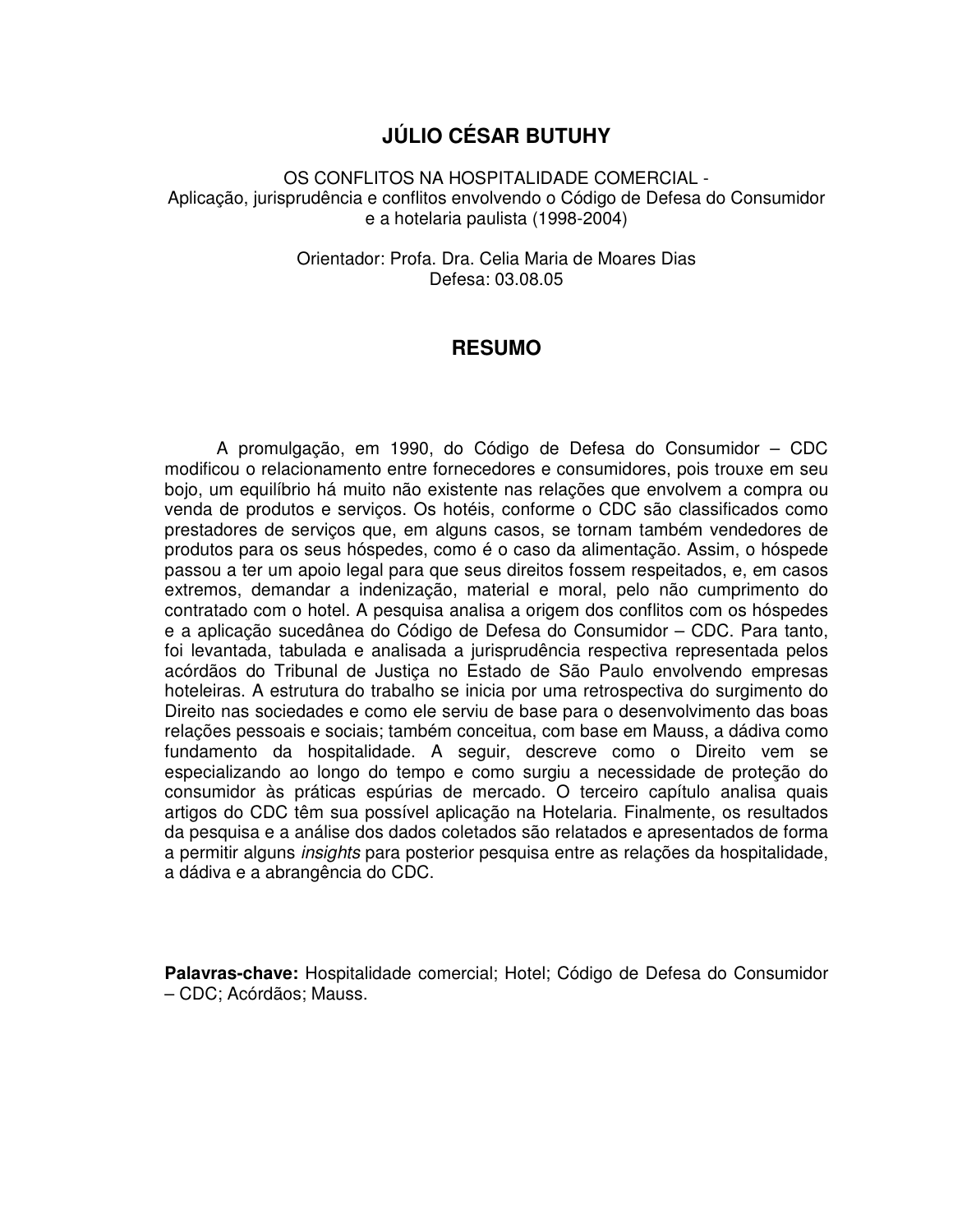# JÚLIO CÉSAR BUTUHY

OS CONFLITOS NA HOSPITALIDADE COMERCIAL -
Aplicação, jurisprudência e conflitos envolvendo o Código de Defesa do Consumidor e a hotelaria paulista (1998-2004)

Orientador: Profa. Dra. Celia Maria de Moares Dias
Defesa: 03.08.05

## RESUMO

A promulgação, em 1990, do Código de Defesa do Consumidor – CDC modificou o relacionamento entre fornecedores e consumidores, pois trouxe em seu bojo, um equilíbrio há muito não existente nas relações que envolvem a compra ou venda de produtos e serviços. Os hotéis, conforme o CDC são classificados como prestadores de serviços que, em alguns casos, se tornam também vendedores de produtos para os seus hóspedes, como é o caso da alimentação. Assim, o hóspede passou a ter um apoio legal para que seus direitos fossem respeitados, e, em casos extremos, demandar a indenização, material e moral, pelo não cumprimento do contratado com o hotel. A pesquisa analisa a origem dos conflitos com os hóspedes e a aplicação sucedânea do Código de Defesa do Consumidor – CDC. Para tanto, foi levantada, tabulada e analisada a jurisprudência respectiva representada pelos acórdãos do Tribunal de Justiça no Estado de São Paulo envolvendo empresas hoteleiras. A estrutura do trabalho se inicia por uma retrospectiva do surgimento do Direito nas sociedades e como ele serviu de base para o desenvolvimento das boas relações pessoais e sociais; também conceitua, com base em Mauss, a dádiva como fundamento da hospitalidade. A seguir, descreve como o Direito vem se especializando ao longo do tempo e como surgiu a necessidade de proteção do consumidor às práticas espúrias de mercado. O terceiro capítulo analisa quais artigos do CDC têm sua possível aplicação na Hotelaria. Finalmente, os resultados da pesquisa e a análise dos dados coletados são relatados e apresentados de forma a permitir alguns *insights* para posterior pesquisa entre as relações da hospitalidade, a dádiva e a abrangência do CDC.

**Palavras-chave:** Hospitalidade comercial; Hotel; Código de Defesa do Consumidor – CDC; Acórdãos; Mauss.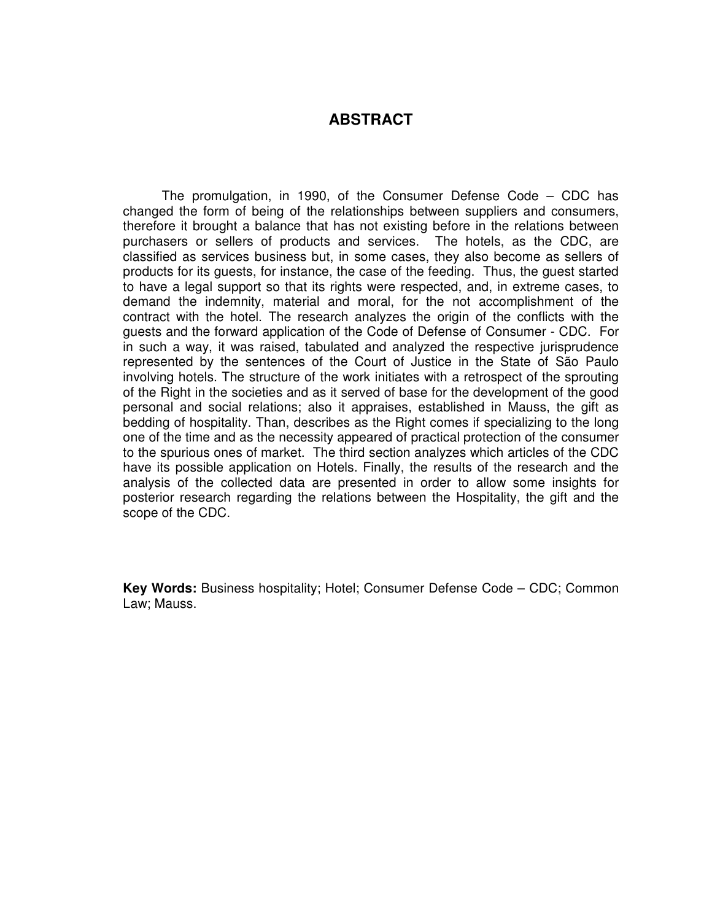# ABSTRACT

The promulgation, in 1990, of the Consumer Defense Code – CDC has changed the form of being of the relationships between suppliers and consumers, therefore it brought a balance that has not existing before in the relations between purchasers or sellers of products and services. The hotels, as the CDC, are classified as services business but, in some cases, they also become as sellers of products for its guests, for instance, the case of the feeding. Thus, the guest started to have a legal support so that its rights were respected, and, in extreme cases, to demand the indemnity, material and moral, for the not accomplishment of the contract with the hotel. The research analyzes the origin of the conflicts with the guests and the forward application of the Code of Defense of Consumer - CDC. For in such a way, it was raised, tabulated and analyzed the respective jurisprudence represented by the sentences of the Court of Justice in the State of São Paulo involving hotels. The structure of the work initiates with a retrospect of the sprouting of the Right in the societies and as it served of base for the development of the good personal and social relations; also it appraises, established in Mauss, the gift as bedding of hospitality. Than, describes as the Right comes if specializing to the long one of the time and as the necessity appeared of practical protection of the consumer to the spurious ones of market. The third section analyzes which articles of the CDC have its possible application on Hotels. Finally, the results of the research and the analysis of the collected data are presented in order to allow some insights for posterior research regarding the relations between the Hospitality, the gift and the scope of the CDC.

**Key Words:** Business hospitality; Hotel; Consumer Defense Code – CDC; Common Law; Mauss.